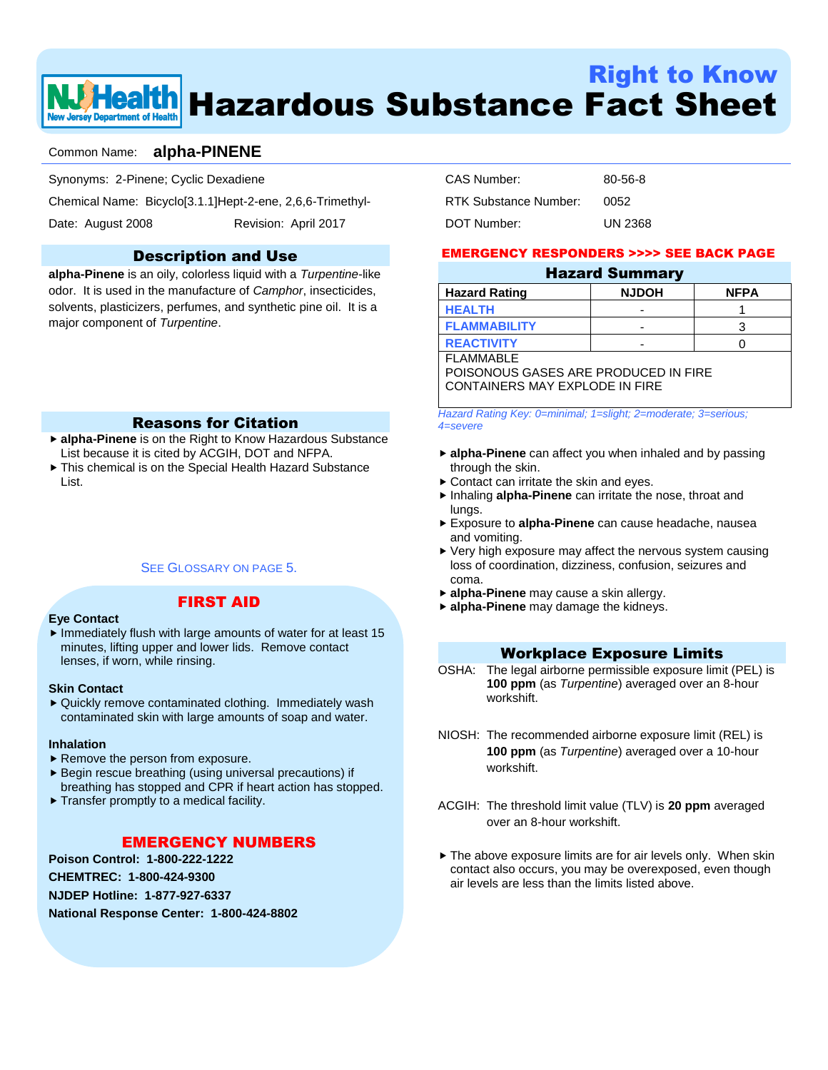# Right to Know Hazardous Substance Fact Sheet

Common Name: **alpha-PINENE**

Synonyms: 2-Pinene; Cyclic Dexadiene

Chemical Name: Bicyclo[3.1.1]Hept-2-ene, 2,6,6-Trimethyl-

Date: August 2008 Revision: April 2017

CAS Number: 80-56-8

RTK Substance Number: 0052

DOT Number: UN 2368

## Description and Use

**alpha-Pinene** is an oily, colorless liquid with a *Turpentine*-like odor. It is used in the manufacture of *Camphor*, insecticides, solvents, plasticizers, perfumes, and synthetic pine oil. It is a major component of *Turpentine*.

## Reasons for Citation

- **alpha-Pinene** is on the Right to Know Hazardous Substance List because it is cited by ACGIH, DOT and NFPA.
- This chemical is on the Special Health Hazard Substance List.

SEE GLOSSARY ON PAGE 5.

## FIRST AID

**Eye Contact**

- Immediately flush with large amounts of water for at least 15 minutes, lifting upper and lower lids. Remove contact lenses, if worn, while rinsing.

**Skin Contact**

- Quickly remove contaminated clothing. Immediately wash contaminated skin with large amounts of soap and water.

**Inhalation**

- Remove the person from exposure.
- Begin rescue breathing (using universal precautions) if breathing has stopped and CPR if heart action has stopped.
- Transfer promptly to a medical facility.

## EMERGENCY NUMBERS

**Poison Control: 1-800-222-1222**

**CHEMTREC: 1-800-424-9300**

**NJDEP Hotline: 1-877-927-6337**

**National Response Center: 1-800-424-8802**

**EMERGENCY RESPONDERS >>>> SEE BACK PAGE**

## Hazard Summary

| Hazard Rating | NJDOH | NFPA |
|---|---|---|
| HEALTH | - | 1 |
| FLAMMABILITY | - | 3 |
| REACTIVITY | - | 0 |

FLAMMABLE
POISONOUS GASES ARE PRODUCED IN FIRE
CONTAINERS MAY EXPLODE IN FIRE

*Hazard Rating Key: 0=minimal; 1=slight; 2=moderate; 3=serious; 4=severe*

- **alpha-Pinene** can affect you when inhaled and by passing through the skin.
- Contact can irritate the skin and eyes.
- Inhaling **alpha-Pinene** can irritate the nose, throat and lungs.
- Exposure to **alpha-Pinene** can cause headache, nausea and vomiting.
- Very high exposure may affect the nervous system causing loss of coordination, dizziness, confusion, seizures and coma.
- **alpha-Pinene** may cause a skin allergy.
- **alpha-Pinene** may damage the kidneys.

## Workplace Exposure Limits

OSHA: The legal airborne permissible exposure limit (PEL) is **100 ppm** (as *Turpentine*) averaged over an 8-hour workshift.

NIOSH: The recommended airborne exposure limit (REL) is **100 ppm** (as *Turpentine*) averaged over a 10-hour workshift.

ACGIH: The threshold limit value (TLV) is **20 ppm** averaged over an 8-hour workshift.

- The above exposure limits are for air levels only. When skin contact also occurs, you may be overexposed, even though air levels are less than the limits listed above.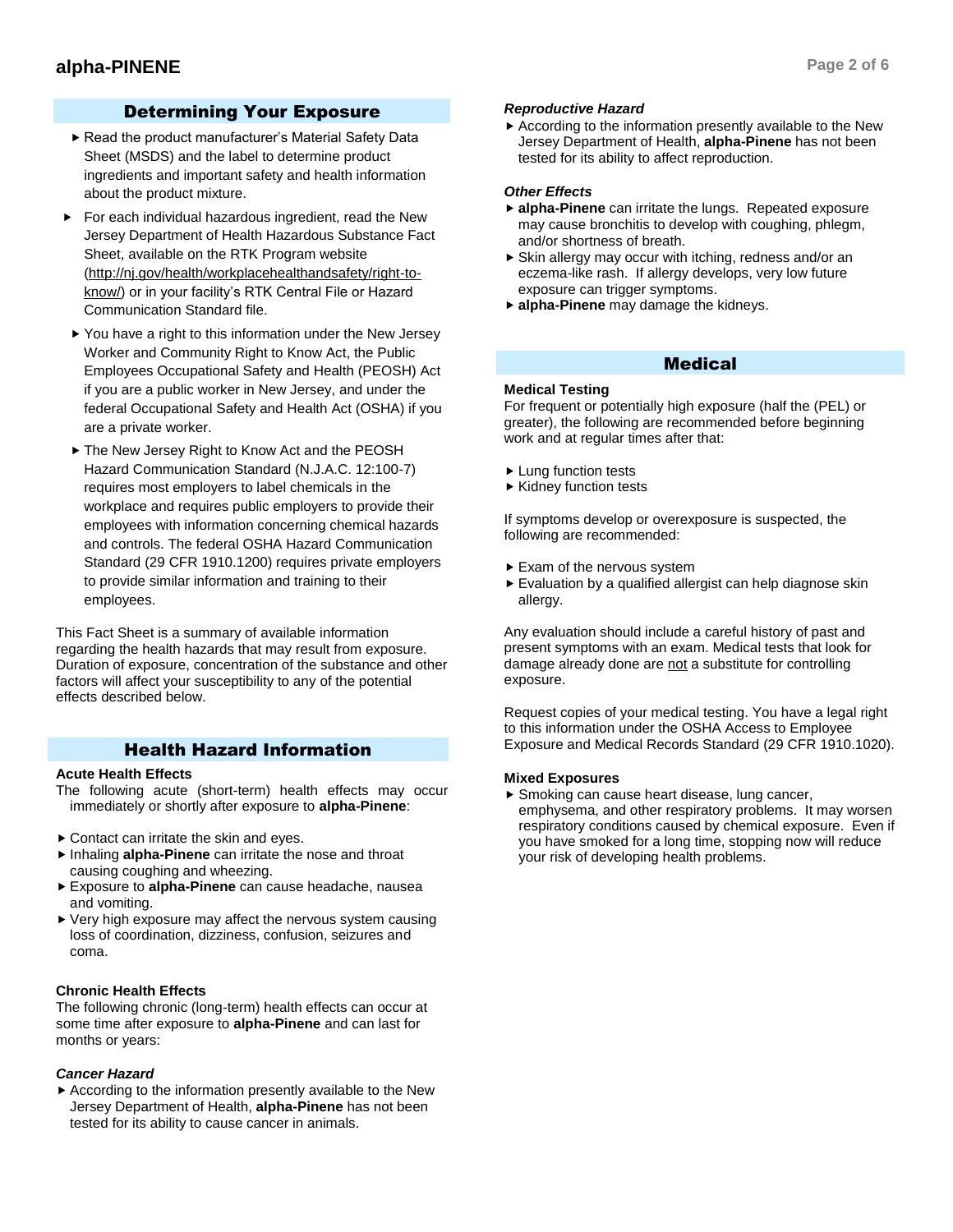## Determining Your Exposure

- Read the product manufacturer's Material Safety Data Sheet (MSDS) and the label to determine product ingredients and important safety and health information about the product mixture.
- For each individual hazardous ingredient, read the New Jersey Department of Health Hazardous Substance Fact Sheet, available on the RTK Program website (http://nj.gov/health/workplacehealthandsafety/right-to-know/) or in your facility's RTK Central File or Hazard Communication Standard file.
- You have a right to this information under the New Jersey Worker and Community Right to Know Act, the Public Employees Occupational Safety and Health (PEOSH) Act if you are a public worker in New Jersey, and under the federal Occupational Safety and Health Act (OSHA) if you are a private worker.
- The New Jersey Right to Know Act and the PEOSH Hazard Communication Standard (N.J.A.C. 12:100-7) requires most employers to label chemicals in the workplace and requires public employers to provide their employees with information concerning chemical hazards and controls. The federal OSHA Hazard Communication Standard (29 CFR 1910.1200) requires private employers to provide similar information and training to their employees.

This Fact Sheet is a summary of available information regarding the health hazards that may result from exposure. Duration of exposure, concentration of the substance and other factors will affect your susceptibility to any of the potential effects described below.

## Health Hazard Information

### Acute Health Effects

The following acute (short-term) health effects may occur immediately or shortly after exposure to **alpha-Pinene**:

- Contact can irritate the skin and eyes.
- Inhaling **alpha-Pinene** can irritate the nose and throat causing coughing and wheezing.
- Exposure to **alpha-Pinene** can cause headache, nausea and vomiting.
- Very high exposure may affect the nervous system causing loss of coordination, dizziness, confusion, seizures and coma.

### Chronic Health Effects

The following chronic (long-term) health effects can occur at some time after exposure to **alpha-Pinene** and can last for months or years:

***Cancer Hazard***

- According to the information presently available to the New Jersey Department of Health, **alpha-Pinene** has not been tested for its ability to cause cancer in animals.

***Reproductive Hazard***

- According to the information presently available to the New Jersey Department of Health, **alpha-Pinene** has not been tested for its ability to affect reproduction.

***Other Effects***

- **alpha-Pinene** can irritate the lungs. Repeated exposure may cause bronchitis to develop with coughing, phlegm, and/or shortness of breath.
- Skin allergy may occur with itching, redness and/or an eczema-like rash. If allergy develops, very low future exposure can trigger symptoms.
- **alpha-Pinene** may damage the kidneys.

## Medical

### Medical Testing

For frequent or potentially high exposure (half the (PEL) or greater), the following are recommended before beginning work and at regular times after that:

- Lung function tests
- Kidney function tests

If symptoms develop or overexposure is suspected, the following are recommended:

- Exam of the nervous system
- Evaluation by a qualified allergist can help diagnose skin allergy.

Any evaluation should include a careful history of past and present symptoms with an exam. Medical tests that look for damage already done are not a substitute for controlling exposure.

Request copies of your medical testing. You have a legal right to this information under the OSHA Access to Employee Exposure and Medical Records Standard (29 CFR 1910.1020).

### Mixed Exposures

- Smoking can cause heart disease, lung cancer, emphysema, and other respiratory problems. It may worsen respiratory conditions caused by chemical exposure. Even if you have smoked for a long time, stopping now will reduce your risk of developing health problems.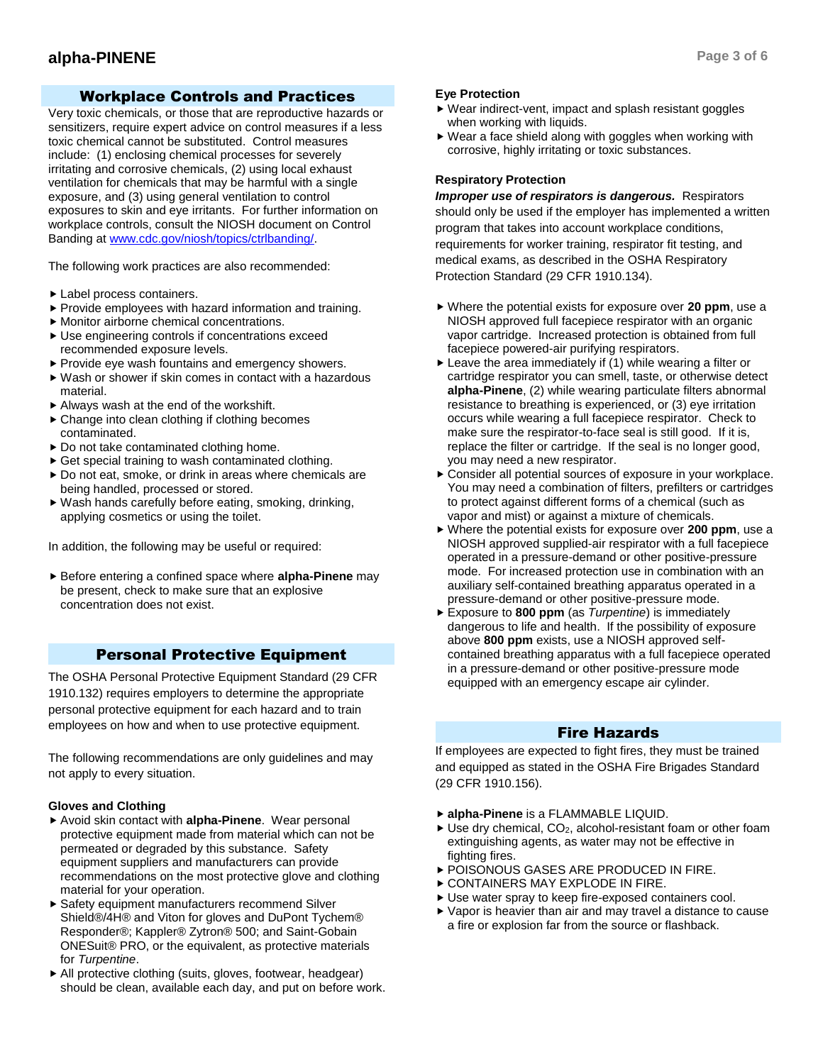## Workplace Controls and Practices

Very toxic chemicals, or those that are reproductive hazards or sensitizers, require expert advice on control measures if a less toxic chemical cannot be substituted. Control measures include: (1) enclosing chemical processes for severely irritating and corrosive chemicals, (2) using local exhaust ventilation for chemicals that may be harmful with a single exposure, and (3) using general ventilation to control exposures to skin and eye irritants. For further information on workplace controls, consult the NIOSH document on Control Banding at www.cdc.gov/niosh/topics/ctrlbanding/.

The following work practices are also recommended:

- Label process containers.
- Provide employees with hazard information and training.
- Monitor airborne chemical concentrations.
- Use engineering controls if concentrations exceed recommended exposure levels.
- Provide eye wash fountains and emergency showers.
- Wash or shower if skin comes in contact with a hazardous material.
- Always wash at the end of the workshift.
- Change into clean clothing if clothing becomes contaminated.
- Do not take contaminated clothing home.
- Get special training to wash contaminated clothing.
- Do not eat, smoke, or drink in areas where chemicals are being handled, processed or stored.
- Wash hands carefully before eating, smoking, drinking, applying cosmetics or using the toilet.

In addition, the following may be useful or required:

- Before entering a confined space where **alpha-Pinene** may be present, check to make sure that an explosive concentration does not exist.

## Personal Protective Equipment

The OSHA Personal Protective Equipment Standard (29 CFR 1910.132) requires employers to determine the appropriate personal protective equipment for each hazard and to train employees on how and when to use protective equipment.

The following recommendations are only guidelines and may not apply to every situation.

### Gloves and Clothing

- Avoid skin contact with **alpha-Pinene**. Wear personal protective equipment made from material which can not be permeated or degraded by this substance. Safety equipment suppliers and manufacturers can provide recommendations on the most protective glove and clothing material for your operation.
- Safety equipment manufacturers recommend Silver Shield®/4H® and Viton for gloves and DuPont Tychem® Responder®; Kappler® Zytron® 500; and Saint-Gobain ONESuit® PRO, or the equivalent, as protective materials for *Turpentine*.
- All protective clothing (suits, gloves, footwear, headgear) should be clean, available each day, and put on before work.

### Eye Protection

- Wear indirect-vent, impact and splash resistant goggles when working with liquids.
- Wear a face shield along with goggles when working with corrosive, highly irritating or toxic substances.

### Respiratory Protection

***Improper use of respirators is dangerous.*** Respirators should only be used if the employer has implemented a written program that takes into account workplace conditions, requirements for worker training, respirator fit testing, and medical exams, as described in the OSHA Respiratory Protection Standard (29 CFR 1910.134).

- Where the potential exists for exposure over **20 ppm**, use a NIOSH approved full facepiece respirator with an organic vapor cartridge. Increased protection is obtained from full facepiece powered-air purifying respirators.
- Leave the area immediately if (1) while wearing a filter or cartridge respirator you can smell, taste, or otherwise detect **alpha-Pinene**, (2) while wearing particulate filters abnormal resistance to breathing is experienced, or (3) eye irritation occurs while wearing a full facepiece respirator. Check to make sure the respirator-to-face seal is still good. If it is, replace the filter or cartridge. If the seal is no longer good, you may need a new respirator.
- Consider all potential sources of exposure in your workplace. You may need a combination of filters, prefilters or cartridges to protect against different forms of a chemical (such as vapor and mist) or against a mixture of chemicals.
- Where the potential exists for exposure over **200 ppm**, use a NIOSH approved supplied-air respirator with a full facepiece operated in a pressure-demand or other positive-pressure mode. For increased protection use in combination with an auxiliary self-contained breathing apparatus operated in a pressure-demand or other positive-pressure mode.
- Exposure to **800 ppm** (as *Turpentine*) is immediately dangerous to life and health. If the possibility of exposure above **800 ppm** exists, use a NIOSH approved self-contained breathing apparatus with a full facepiece operated in a pressure-demand or other positive-pressure mode equipped with an emergency escape air cylinder.

## Fire Hazards

If employees are expected to fight fires, they must be trained and equipped as stated in the OSHA Fire Brigades Standard (29 CFR 1910.156).

- **alpha-Pinene** is a FLAMMABLE LIQUID.
- Use dry chemical, $CO_2$, alcohol-resistant foam or other foam extinguishing agents, as water may not be effective in fighting fires.
- POISONOUS GASES ARE PRODUCED IN FIRE.
- CONTAINERS MAY EXPLODE IN FIRE.
- Use water spray to keep fire-exposed containers cool.
- Vapor is heavier than air and may travel a distance to cause a fire or explosion far from the source or flashback.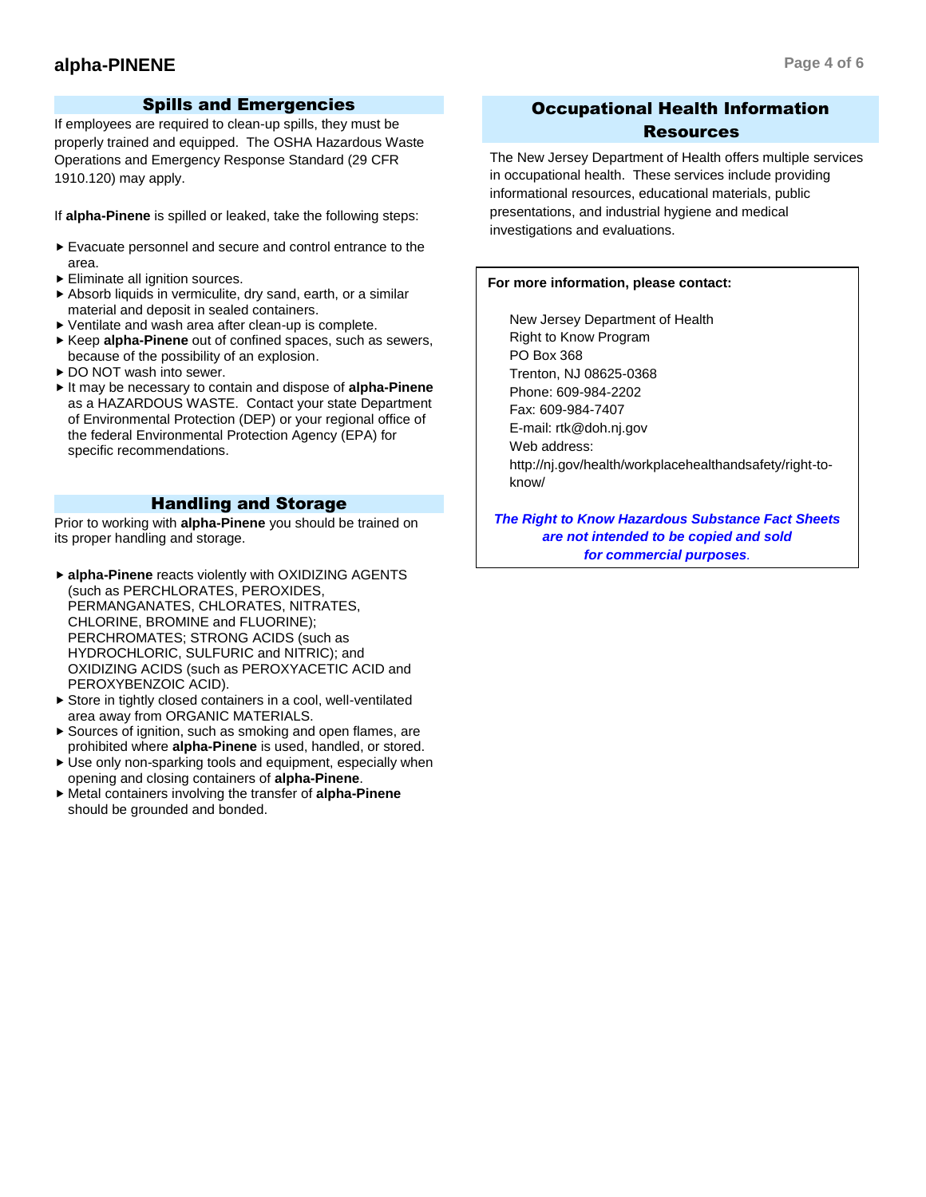## Spills and Emergencies

If employees are required to clean-up spills, they must be properly trained and equipped. The OSHA Hazardous Waste Operations and Emergency Response Standard (29 CFR 1910.120) may apply.

If **alpha-Pinene** is spilled or leaked, take the following steps:

- Evacuate personnel and secure and control entrance to the area.
- Eliminate all ignition sources.
- Absorb liquids in vermiculite, dry sand, earth, or a similar material and deposit in sealed containers.
- Ventilate and wash area after clean-up is complete.
- Keep **alpha-Pinene** out of confined spaces, such as sewers, because of the possibility of an explosion.
- DO NOT wash into sewer.
- It may be necessary to contain and dispose of **alpha-Pinene** as a HAZARDOUS WASTE. Contact your state Department of Environmental Protection (DEP) or your regional office of the federal Environmental Protection Agency (EPA) for specific recommendations.

## Handling and Storage

Prior to working with **alpha-Pinene** you should be trained on its proper handling and storage.

- **alpha-Pinene** reacts violently with OXIDIZING AGENTS (such as PERCHLORATES, PEROXIDES, PERMANGANATES, CHLORATES, NITRATES, CHLORINE, BROMINE and FLUORINE); PERCHROMATES; STRONG ACIDS (such as HYDROCHLORIC, SULFURIC and NITRIC); and OXIDIZING ACIDS (such as PEROXYACETIC ACID and PEROXYBENZOIC ACID).
- Store in tightly closed containers in a cool, well-ventilated area away from ORGANIC MATERIALS.
- Sources of ignition, such as smoking and open flames, are prohibited where **alpha-Pinene** is used, handled, or stored.
- Use only non-sparking tools and equipment, especially when opening and closing containers of **alpha-Pinene**.
- Metal containers involving the transfer of **alpha-Pinene** should be grounded and bonded.

## Occupational Health Information Resources

The New Jersey Department of Health offers multiple services in occupational health. These services include providing informational resources, educational materials, public presentations, and industrial hygiene and medical investigations and evaluations.

**For more information, please contact:**

New Jersey Department of Health
Right to Know Program
PO Box 368
Trenton, NJ 08625-0368
Phone: 609-984-2202
Fax: 609-984-7407
E-mail: rtk@doh.nj.gov
Web address:
http://nj.gov/health/workplacehealthandsafety/right-to-know/

***The Right to Know Hazardous Substance Fact Sheets are not intended to be copied and sold for commercial purposes.***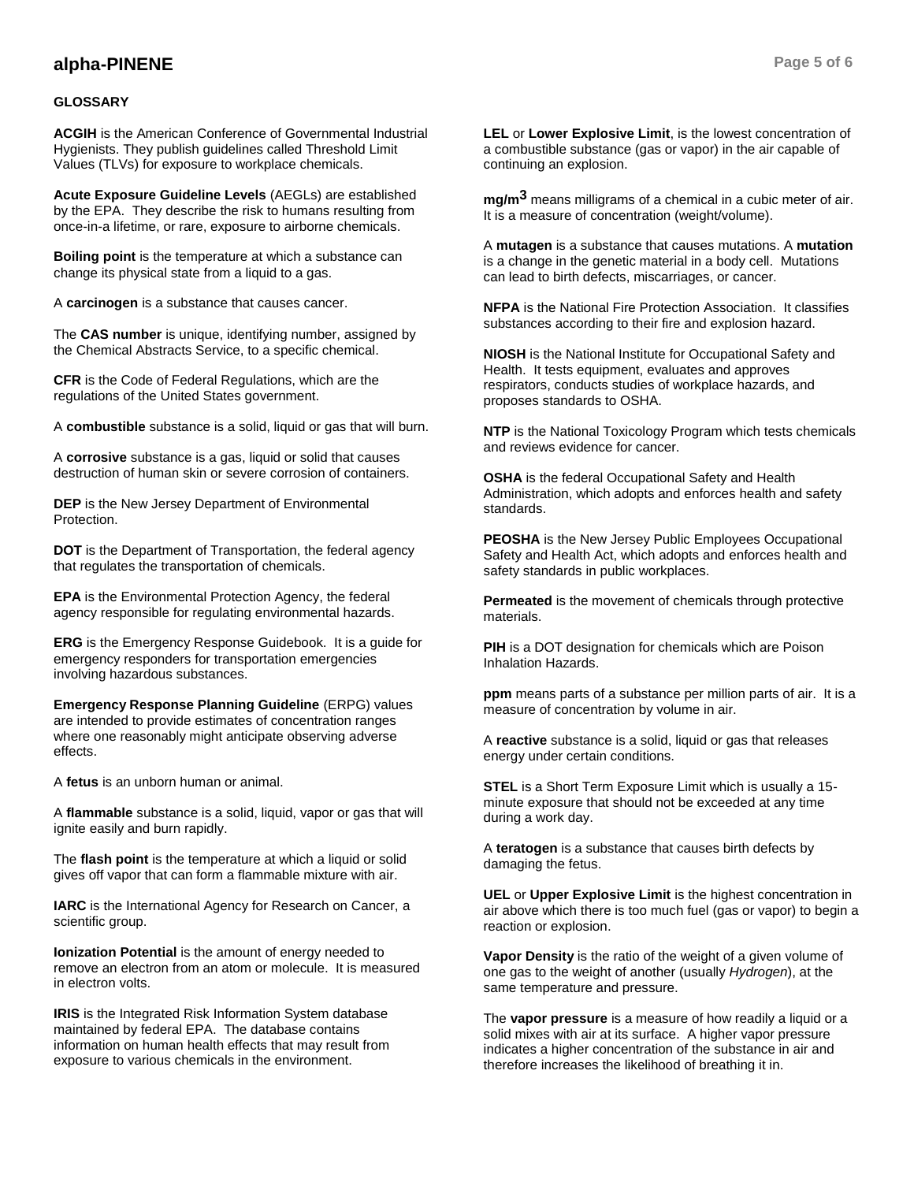## GLOSSARY

**ACGIH** is the American Conference of Governmental Industrial Hygienists. They publish guidelines called Threshold Limit Values (TLVs) for exposure to workplace chemicals.

**Acute Exposure Guideline Levels** (AEGLs) are established by the EPA. They describe the risk to humans resulting from once-in-a lifetime, or rare, exposure to airborne chemicals.

**Boiling point** is the temperature at which a substance can change its physical state from a liquid to a gas.

A **carcinogen** is a substance that causes cancer.

The **CAS number** is unique, identifying number, assigned by the Chemical Abstracts Service, to a specific chemical.

**CFR** is the Code of Federal Regulations, which are the regulations of the United States government.

A **combustible** substance is a solid, liquid or gas that will burn.

A **corrosive** substance is a gas, liquid or solid that causes destruction of human skin or severe corrosion of containers.

**DEP** is the New Jersey Department of Environmental Protection.

**DOT** is the Department of Transportation, the federal agency that regulates the transportation of chemicals.

**EPA** is the Environmental Protection Agency, the federal agency responsible for regulating environmental hazards.

**ERG** is the Emergency Response Guidebook. It is a guide for emergency responders for transportation emergencies involving hazardous substances.

**Emergency Response Planning Guideline** (ERPG) values are intended to provide estimates of concentration ranges where one reasonably might anticipate observing adverse effects.

A **fetus** is an unborn human or animal.

A **flammable** substance is a solid, liquid, vapor or gas that will ignite easily and burn rapidly.

The **flash point** is the temperature at which a liquid or solid gives off vapor that can form a flammable mixture with air.

**IARC** is the International Agency for Research on Cancer, a scientific group.

**Ionization Potential** is the amount of energy needed to remove an electron from an atom or molecule. It is measured in electron volts.

**IRIS** is the Integrated Risk Information System database maintained by federal EPA. The database contains information on human health effects that may result from exposure to various chemicals in the environment.

**LEL** or **Lower Explosive Limit**, is the lowest concentration of a combustible substance (gas or vapor) in the air capable of continuing an explosion.

**mg/m$^3$** means milligrams of a chemical in a cubic meter of air. It is a measure of concentration (weight/volume).

A **mutagen** is a substance that causes mutations. A **mutation** is a change in the genetic material in a body cell. Mutations can lead to birth defects, miscarriages, or cancer.

**NFPA** is the National Fire Protection Association. It classifies substances according to their fire and explosion hazard.

**NIOSH** is the National Institute for Occupational Safety and Health. It tests equipment, evaluates and approves respirators, conducts studies of workplace hazards, and proposes standards to OSHA.

**NTP** is the National Toxicology Program which tests chemicals and reviews evidence for cancer.

**OSHA** is the federal Occupational Safety and Health Administration, which adopts and enforces health and safety standards.

**PEOSHA** is the New Jersey Public Employees Occupational Safety and Health Act, which adopts and enforces health and safety standards in public workplaces.

**Permeated** is the movement of chemicals through protective materials.

**PIH** is a DOT designation for chemicals which are Poison Inhalation Hazards.

**ppm** means parts of a substance per million parts of air. It is a measure of concentration by volume in air.

A **reactive** substance is a solid, liquid or gas that releases energy under certain conditions.

**STEL** is a Short Term Exposure Limit which is usually a 15-minute exposure that should not be exceeded at any time during a work day.

A **teratogen** is a substance that causes birth defects by damaging the fetus.

**UEL** or **Upper Explosive Limit** is the highest concentration in air above which there is too much fuel (gas or vapor) to begin a reaction or explosion.

**Vapor Density** is the ratio of the weight of a given volume of one gas to the weight of another (usually *Hydrogen*), at the same temperature and pressure.

The **vapor pressure** is a measure of how readily a liquid or a solid mixes with air at its surface. A higher vapor pressure indicates a higher concentration of the substance in air and therefore increases the likelihood of breathing it in.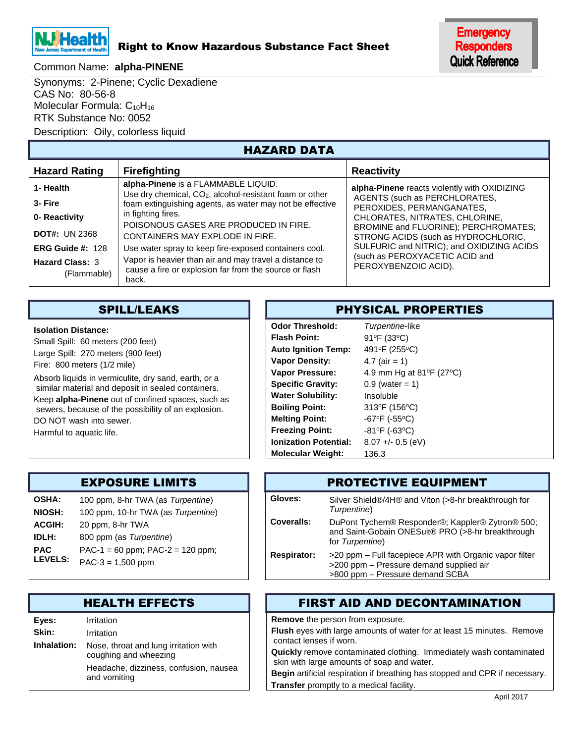Right to Know Hazardous Substance Fact Sheet

Emergency Responders Quick Reference

Common Name: **alpha-PINENE**

Synonyms: 2-Pinene; Cyclic Dexadiene
CAS No: 80-56-8
Molecular Formula: $C_{10}H_{16}$
RTK Substance No: 0052
Description: Oily, colorless liquid

## HAZARD DATA

| Hazard Rating | Firefighting | Reactivity |
|---|---|---|
| **1- Health**<br>**3- Fire**<br>**0- Reactivity**<br>**DOT#:** UN 2368<br>**ERG Guide #:** 128<br>**Hazard Class:** 3 (Flammable) | **alpha-Pinene** is a FLAMMABLE LIQUID.<br>Use dry chemical, $CO_2$, alcohol-resistant foam or other foam extinguishing agents, as water may not be effective in fighting fires.<br>POISONOUS GASES ARE PRODUCED IN FIRE.<br>CONTAINERS MAY EXPLODE IN FIRE.<br>Use water spray to keep fire-exposed containers cool.<br>Vapor is heavier than air and may travel a distance to cause a fire or explosion far from the source or flash back. | **alpha-Pinene** reacts violently with OXIDIZING AGENTS (such as PERCHLORATES, PEROXIDES, PERMANGANATES, CHLORATES, NITRATES, CHLORINE, BROMINE and FLUORINE); PERCHROMATES; STRONG ACIDS (such as HYDROCHLORIC, SULFURIC and NITRIC); and OXIDIZING ACIDS (such as PEROXYACETIC ACID and PEROXYBENZOIC ACID). |

## SPILL/LEAKS

**Isolation Distance:**
Small Spill: 60 meters (200 feet)
Large Spill: 270 meters (900 feet)
Fire: 800 meters (1/2 mile)

Absorb liquids in vermiculite, dry sand, earth, or a similar material and deposit in sealed containers.
Keep **alpha-Pinene** out of confined spaces, such as sewers, because of the possibility of an explosion.
DO NOT wash into sewer.
Harmful to aquatic life.

## PHYSICAL PROPERTIES

| | |
|---|---|
| **Odor Threshold:** | *Turpentine*-like |
| **Flash Point:** | 91°F (33°C) |
| **Auto Ignition Temp:** | 491°F (255°C) |
| **Vapor Density:** | 4.7 (air = 1) |
| **Vapor Pressure:** | 4.9 mm Hg at 81°F (27°C) |
| **Specific Gravity:** | 0.9 (water = 1) |
| **Water Solubility:** | Insoluble |
| **Boiling Point:** | 313°F (156°C) |
| **Melting Point:** | -67°F (-55°C) |
| **Freezing Point:** | -81°F (-63°C) |
| **Ionization Potential:** | 8.07 +/- 0.5 (eV) |
| **Molecular Weight:** | 136.3 |

## EXPOSURE LIMITS

| | |
|---|---|
| **OSHA:** | 100 ppm, 8-hr TWA (as *Turpentine*) |
| **NIOSH:** | 100 ppm, 10-hr TWA (as *Turpentine*) |
| **ACGIH:** | 20 ppm, 8-hr TWA |
| **IDLH:** | 800 ppm (as *Turpentine*) |
| **PAC LEVELS:** | PAC-1 = 60 ppm; PAC-2 = 120 ppm; PAC-3 = 1,500 ppm |

## PROTECTIVE EQUIPMENT

| | |
|---|---|
| **Gloves:** | Silver Shield®/4H® and Viton (>8-hr breakthrough for *Turpentine*) |
| **Coveralls:** | DuPont Tychem® Responder®; Kappler® Zytron® 500; and Saint-Gobain ONESuit® PRO (>8-hr breakthrough for *Turpentine*) |
| **Respirator:** | >20 ppm – Full facepiece APR with Organic vapor filter<br>>200 ppm – Pressure demand supplied air<br>>800 ppm – Pressure demand SCBA |

## HEALTH EFFECTS

| | |
|---|---|
| **Eyes:** | Irritation |
| **Skin:** | Irritation |
| **Inhalation:** | Nose, throat and lung irritation with coughing and wheezing<br>Headache, dizziness, confusion, nausea and vomiting |

## FIRST AID AND DECONTAMINATION

**Remove** the person from exposure.
**Flush** eyes with large amounts of water for at least 15 minutes. Remove contact lenses if worn.
**Quickly** remove contaminated clothing. Immediately wash contaminated skin with large amounts of soap and water.
**Begin** artificial respiration if breathing has stopped and CPR if necessary.
**Transfer** promptly to a medical facility.

April 2017